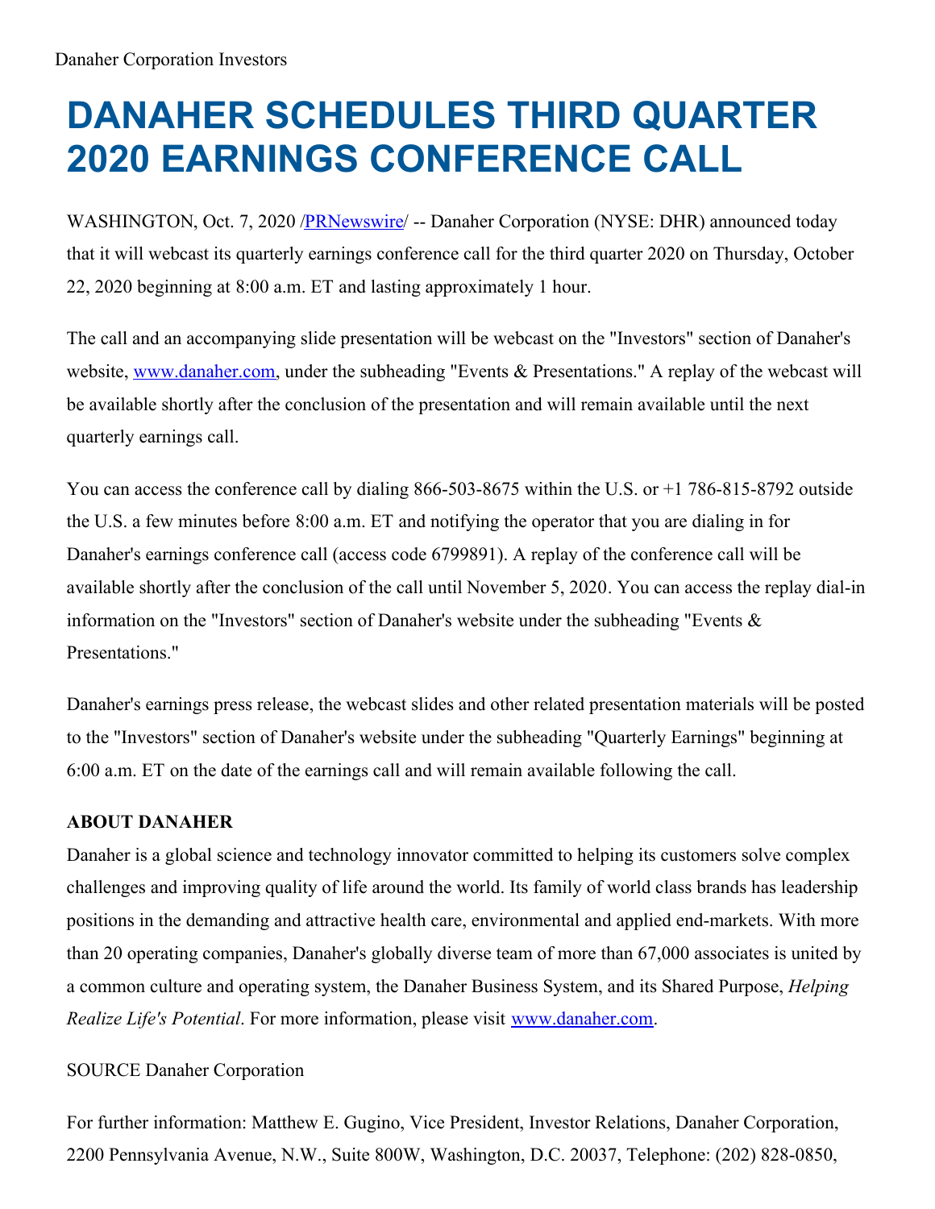Danaher Corporation Investors

# DANAHER SCHEDULES THIRD QUARTER 2020 EARNINGS CONFERENCE CALL

WASHINGTON, Oct. 7, 2020 /[PRNewswire](http://www.prnewswire.com/)/ -- Danaher Corporation (NYSE: DHR) announced today that it will webcast its quarterly earnings conference call for the third quarter 2020 on Thursday, October 22, 2020 beginning at 8:00 a.m. ET and lasting approximately 1 hour.

The call and an accompanying slide presentation will be webcast on the "Investors" section of Danaher's website, [www.danaher.com](http://www.danaher.com), under the subheading "Events & Presentations." A replay of the webcast will be available shortly after the conclusion of the presentation and will remain available until the next quarterly earnings call.

You can access the conference call by dialing 866-503-8675 within the U.S. or +1 786-815-8792 outside the U.S. a few minutes before 8:00 a.m. ET and notifying the operator that you are dialing in for Danaher's earnings conference call (access code 6799891). A replay of the conference call will be available shortly after the conclusion of the call until November 5, 2020. You can access the replay dial-in information on the "Investors" section of Danaher's website under the subheading "Events & Presentations."

Danaher's earnings press release, the webcast slides and other related presentation materials will be posted to the "Investors" section of Danaher's website under the subheading "Quarterly Earnings" beginning at 6:00 a.m. ET on the date of the earnings call and will remain available following the call.

**ABOUT DANAHER**

Danaher is a global science and technology innovator committed to helping its customers solve complex challenges and improving quality of life around the world. Its family of world class brands has leadership positions in the demanding and attractive health care, environmental and applied end-markets. With more than 20 operating companies, Danaher's globally diverse team of more than 67,000 associates is united by a common culture and operating system, the Danaher Business System, and its Shared Purpose, *Helping Realize Life's Potential*. For more information, please visit [www.danaher.com](http://www.danaher.com).

SOURCE Danaher Corporation

For further information: Matthew E. Gugino, Vice President, Investor Relations, Danaher Corporation, 2200 Pennsylvania Avenue, N.W., Suite 800W, Washington, D.C. 20037, Telephone: (202) 828-0850,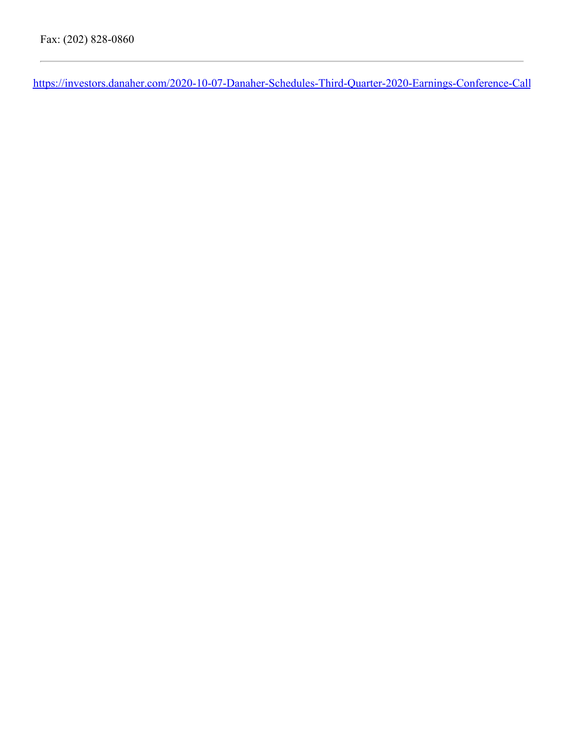Fax: (202) 828-0860

---

https://investors.danaher.com/2020-10-07-Danaher-Schedules-Third-Quarter-2020-Earnings-Conference-Call